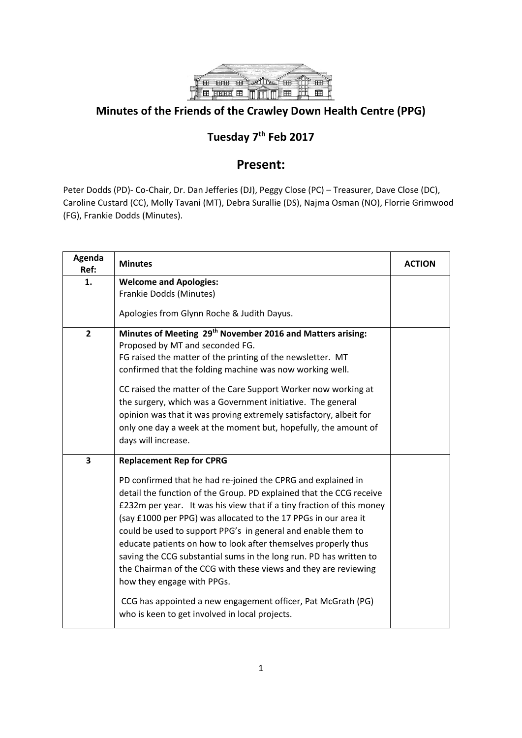## Minutes of the Friends of the Crawley Down Health Centre (PPG)

### Tuesday 7th Feb 2017

# Present:

Peter Dodds (PD)- Co-Chair, Dr. Dan Jefferies (DJ), Peggy Close (PC) – Treasurer, Dave Close (DC), Caroline Custard (CC), Molly Tavani (MT), Debra Surallie (DS), Najma Osman (NO), Florrie Grimwood (FG), Frankie Dodds (Minutes).

| Agenda Ref: | Minutes | ACTION |
|---|---|---|
| 1. | **Welcome and Apologies:**<br>Frankie Dodds (Minutes)<br><br>Apologies from Glynn Roche & Judith Dayus. | |
| 2 | **Minutes of Meeting 29th November 2016 and Matters arising:**<br>Proposed by MT and seconded FG.<br>FG raised the matter of the printing of the newsletter. MT confirmed that the folding machine was now working well.<br><br>CC raised the matter of the Care Support Worker now working at the surgery, which was a Government initiative. The general opinion was that it was proving extremely satisfactory, albeit for only one day a week at the moment but, hopefully, the amount of days will increase. | |
| 3 | **Replacement Rep for CPRG**<br><br>PD confirmed that he had re-joined the CPRG and explained in detail the function of the Group. PD explained that the CCG receive £232m per year. It was his view that if a tiny fraction of this money (say £1000 per PPG) was allocated to the 17 PPGs in our area it could be used to support PPG's in general and enable them to educate patients on how to look after themselves properly thus saving the CCG substantial sums in the long run. PD has written to the Chairman of the CCG with these views and they are reviewing how they engage with PPGs.<br><br>CCG has appointed a new engagement officer, Pat McGrath (PG) who is keen to get involved in local projects. | |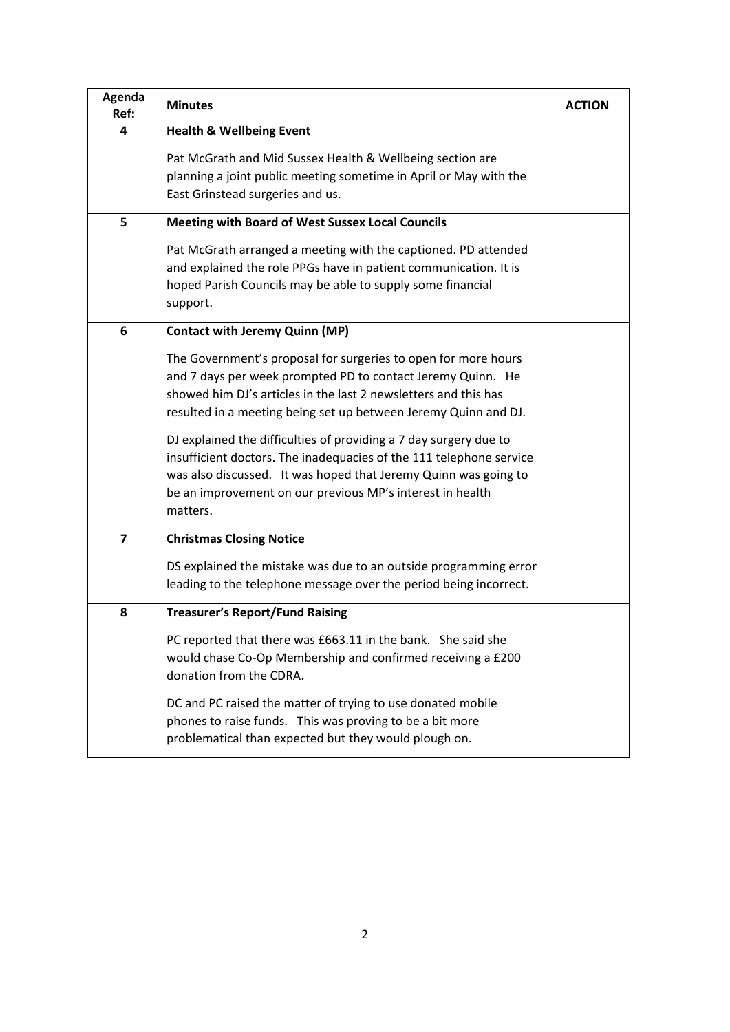| Agenda Ref: | Minutes | ACTION |
|---|---|---|
| 4 | **Health & Wellbeing Event**<br><br>Pat McGrath and Mid Sussex Health & Wellbeing section are planning a joint public meeting sometime in April or May with the East Grinstead surgeries and us. | |
| 5 | **Meeting with Board of West Sussex Local Councils**<br><br>Pat McGrath arranged a meeting with the captioned. PD attended and explained the role PPGs have in patient communication. It is hoped Parish Councils may be able to supply some financial support. | |
| 6 | **Contact with Jeremy Quinn (MP)**<br><br>The Government's proposal for surgeries to open for more hours and 7 days per week prompted PD to contact Jeremy Quinn. He showed him DJ's articles in the last 2 newsletters and this has resulted in a meeting being set up between Jeremy Quinn and DJ.<br><br>DJ explained the difficulties of providing a 7 day surgery due to insufficient doctors. The inadequacies of the 111 telephone service was also discussed. It was hoped that Jeremy Quinn was going to be an improvement on our previous MP's interest in health matters. | |
| 7 | **Christmas Closing Notice**<br><br>DS explained the mistake was due to an outside programming error leading to the telephone message over the period being incorrect. | |
| 8 | **Treasurer's Report/Fund Raising**<br><br>PC reported that there was £663.11 in the bank. She said she would chase Co-Op Membership and confirmed receiving a £200 donation from the CDRA.<br><br>DC and PC raised the matter of trying to use donated mobile phones to raise funds. This was proving to be a bit more problematical than expected but they would plough on. | |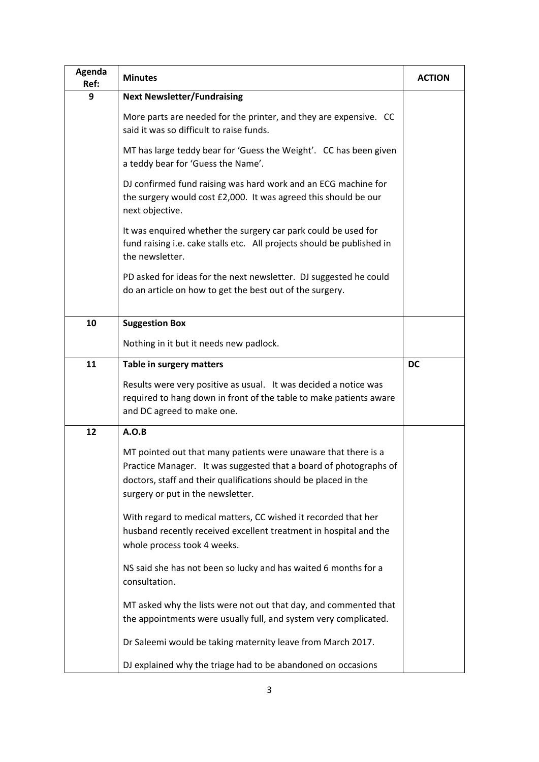| Agenda Ref: | Minutes | ACTION |
|---|---|---|
| 9 | **Next Newsletter/Fundraising**<br><br>More parts are needed for the printer, and they are expensive. CC said it was so difficult to raise funds.<br><br>MT has large teddy bear for 'Guess the Weight'. CC has been given a teddy bear for 'Guess the Name'.<br><br>DJ confirmed fund raising was hard work and an ECG machine for the surgery would cost £2,000. It was agreed this should be our next objective.<br><br>It was enquired whether the surgery car park could be used for fund raising i.e. cake stalls etc. All projects should be published in the newsletter.<br><br>PD asked for ideas for the next newsletter. DJ suggested he could do an article on how to get the best out of the surgery. | |
| 10 | **Suggestion Box**<br><br>Nothing in it but it needs new padlock. | |
| 11 | **Table in surgery matters**<br><br>Results were very positive as usual. It was decided a notice was required to hang down in front of the table to make patients aware and DC agreed to make one. | **DC** |
| 12 | **A.O.B**<br><br>MT pointed out that many patients were unaware that there is a Practice Manager. It was suggested that a board of photographs of doctors, staff and their qualifications should be placed in the surgery or put in the newsletter.<br><br>With regard to medical matters, CC wished it recorded that her husband recently received excellent treatment in hospital and the whole process took 4 weeks.<br><br>NS said she has not been so lucky and has waited 6 months for a consultation.<br><br>MT asked why the lists were not out that day, and commented that the appointments were usually full, and system very complicated.<br><br>Dr Saleemi would be taking maternity leave from March 2017.<br><br>DJ explained why the triage had to be abandoned on occasions | |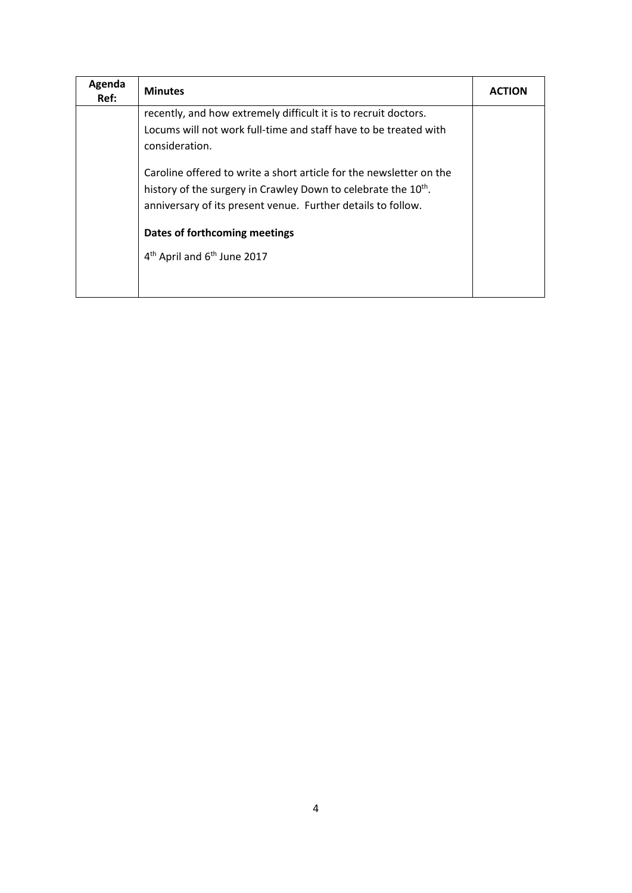| Agenda Ref: | Minutes | ACTION |
|---|---|---|
| | recently, and how extremely difficult it is to recruit doctors. Locums will not work full-time and staff have to be treated with consideration.<br><br>Caroline offered to write a short article for the newsletter on the history of the surgery in Crawley Down to celebrate the 10th. anniversary of its present venue. Further details to follow.<br><br>**Dates of forthcoming meetings**<br><br>4th April and 6th June 2017 | |